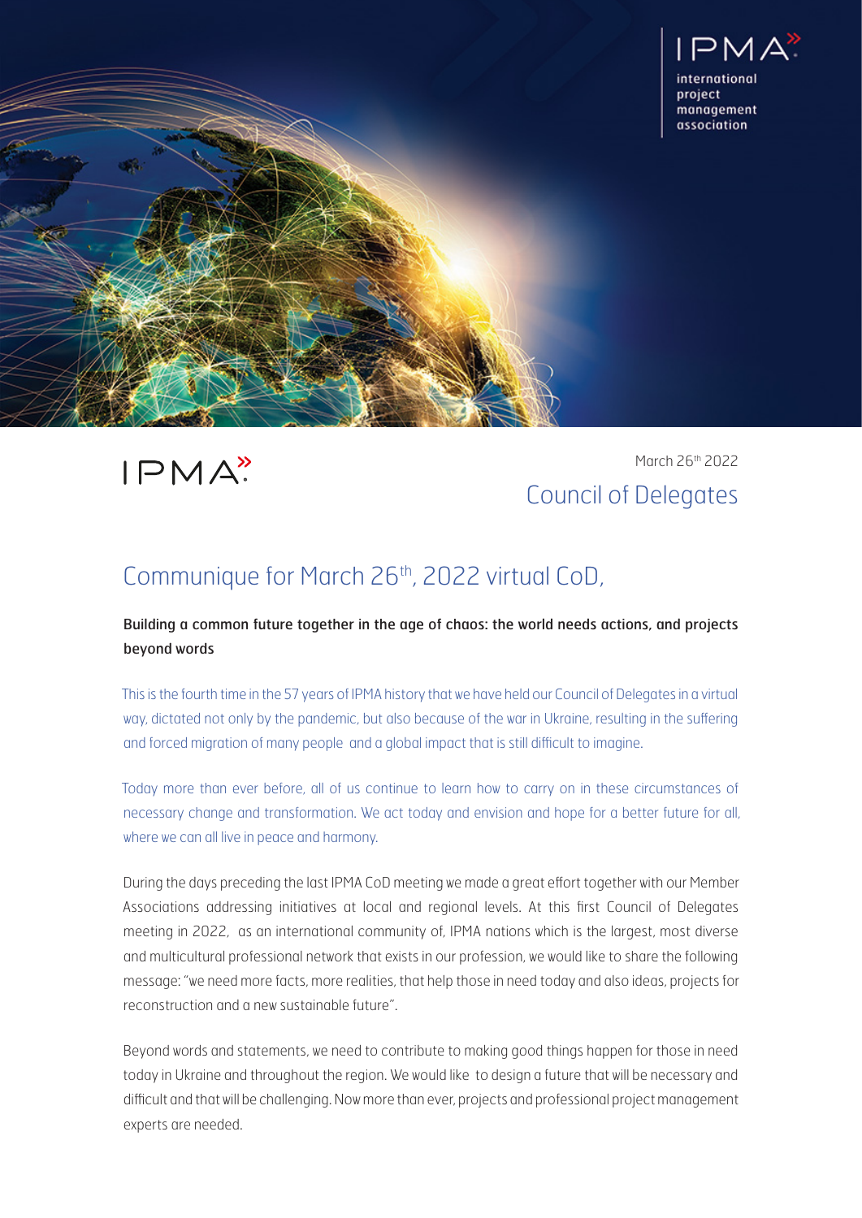IPMA
international project management association

IPMA

March 26th 2022

Council of Delegates

# Communique for March 26th, 2022 virtual CoD,

**Building a common future together in the age of chaos: the world needs actions, and projects beyond words**

This is the fourth time in the 57 years of IPMA history that we have held our Council of Delegates in a virtual way, dictated not only by the pandemic, but also because of the war in Ukraine, resulting in the suffering and forced migration of many people and a global impact that is still difficult to imagine.

Today more than ever before, all of us continue to learn how to carry on in these circumstances of necessary change and transformation. We act today and envision and hope for a better future for all, where we can all live in peace and harmony.

During the days preceding the last IPMA CoD meeting we made a great effort together with our Member Associations addressing initiatives at local and regional levels. At this first Council of Delegates meeting in 2022, as an international community of, IPMA nations which is the largest, most diverse and multicultural professional network that exists in our profession, we would like to share the following message: "we need more facts, more realities, that help those in need today and also ideas, projects for reconstruction and a new sustainable future".

Beyond words and statements, we need to contribute to making good things happen for those in need today in Ukraine and throughout the region. We would like to design a future that will be necessary and difficult and that will be challenging. Now more than ever, projects and professional project management experts are needed.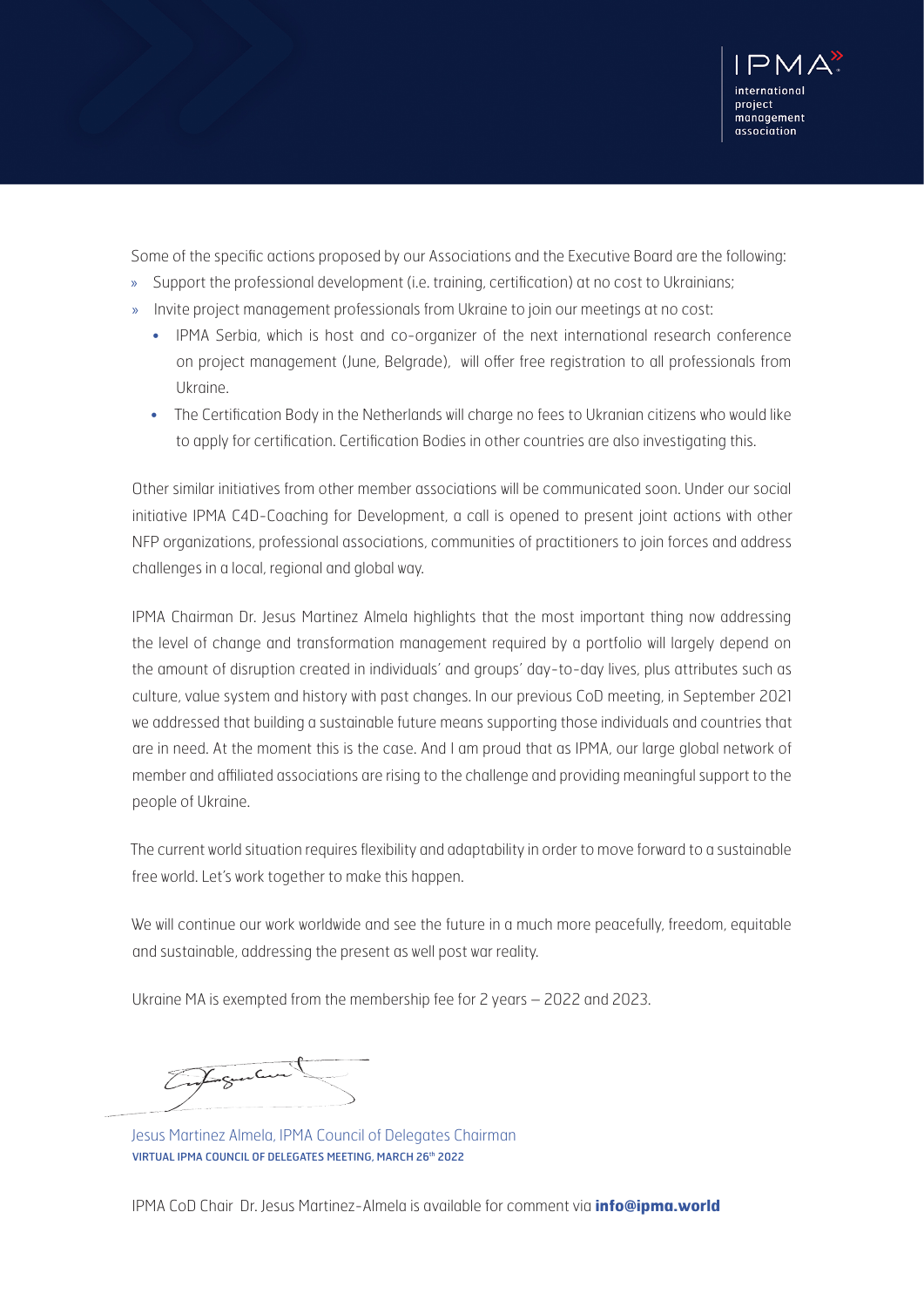Some of the specific actions proposed by our Associations and the Executive Board are the following:

- Support the professional development (i.e. training, certification) at no cost to Ukrainians;
- Invite project management professionals from Ukraine to join our meetings at no cost:
  - IPMA Serbia, which is host and co-organizer of the next international research conference on project management (June, Belgrade), will offer free registration to all professionals from Ukraine.
  - The Certification Body in the Netherlands will charge no fees to Ukranian citizens who would like to apply for certification. Certification Bodies in other countries are also investigating this.

Other similar initiatives from other member associations will be communicated soon. Under our social initiative IPMA C4D-Coaching for Development, a call is opened to present joint actions with other NFP organizations, professional associations, communities of practitioners to join forces and address challenges in a local, regional and global way.

IPMA Chairman Dr. Jesus Martinez Almela highlights that the most important thing now addressing the level of change and transformation management required by a portfolio will largely depend on the amount of disruption created in individuals' and groups' day-to-day lives, plus attributes such as culture, value system and history with past changes. In our previous CoD meeting, in September 2021 we addressed that building a sustainable future means supporting those individuals and countries that are in need. At the moment this is the case. And I am proud that as IPMA, our large global network of member and affiliated associations are rising to the challenge and providing meaningful support to the people of Ukraine.

The current world situation requires flexibility and adaptability in order to move forward to a sustainable free world. Let's work together to make this happen.

We will continue our work worldwide and see the future in a much more peacefully, freedom, equitable and sustainable, addressing the present as well post war reality.

Ukraine MA is exempted from the membership fee for 2 years – 2022 and 2023.

Jesus Martinez Almela, IPMA Council of Delegates Chairman
**VIRTUAL IPMA COUNCIL OF DELEGATES MEETING, MARCH 26th 2022**

IPMA CoD Chair Dr. Jesus Martinez-Almela is available for comment via **info@ipma.world**